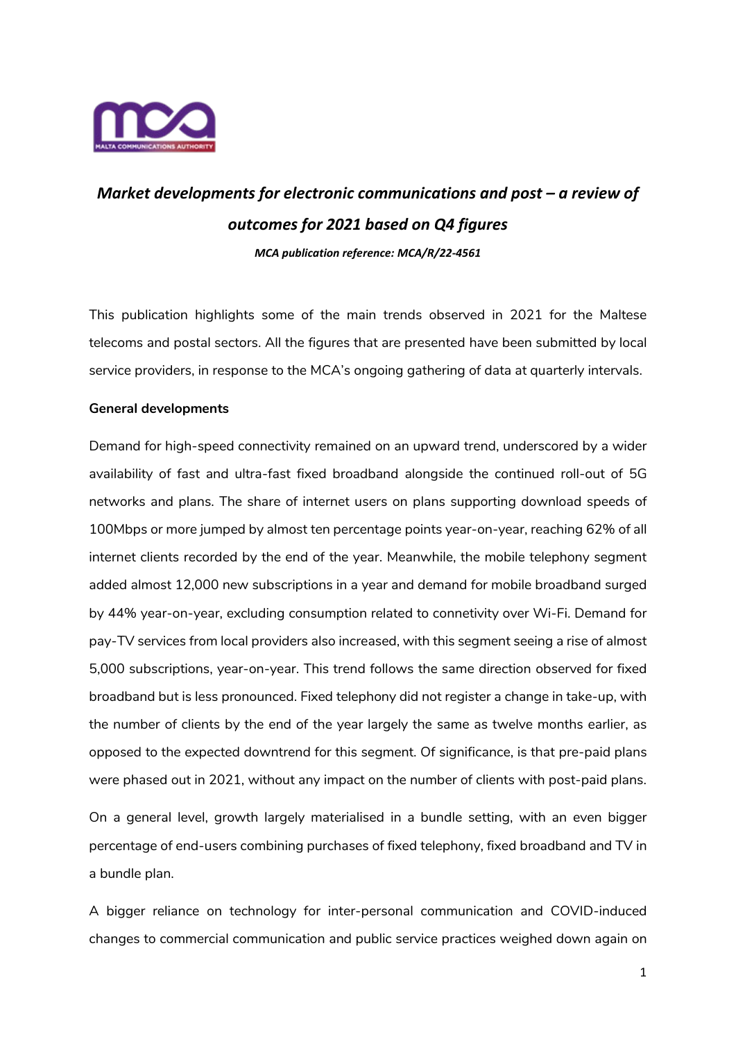# *Market developments for electronic communications and post – a review of outcomes for 2021 based on Q4 figures*

***MCA publication reference: MCA/R/22-4561***

This publication highlights some of the main trends observed in 2021 for the Maltese telecoms and postal sectors. All the figures that are presented have been submitted by local service providers, in response to the MCA's ongoing gathering of data at quarterly intervals.

**General developments**

Demand for high-speed connectivity remained on an upward trend, underscored by a wider availability of fast and ultra-fast fixed broadband alongside the continued roll-out of 5G networks and plans. The share of internet users on plans supporting download speeds of 100Mbps or more jumped by almost ten percentage points year-on-year, reaching 62% of all internet clients recorded by the end of the year. Meanwhile, the mobile telephony segment added almost 12,000 new subscriptions in a year and demand for mobile broadband surged by 44% year-on-year, excluding consumption related to connetivity over Wi-Fi. Demand for pay-TV services from local providers also increased, with this segment seeing a rise of almost 5,000 subscriptions, year-on-year. This trend follows the same direction observed for fixed broadband but is less pronounced. Fixed telephony did not register a change in take-up, with the number of clients by the end of the year largely the same as twelve months earlier, as opposed to the expected downtrend for this segment. Of significance, is that pre-paid plans were phased out in 2021, without any impact on the number of clients with post-paid plans.

On a general level, growth largely materialised in a bundle setting, with an even bigger percentage of end-users combining purchases of fixed telephony, fixed broadband and TV in a bundle plan.

A bigger reliance on technology for inter-personal communication and COVID-induced changes to commercial communication and public service practices weighed down again on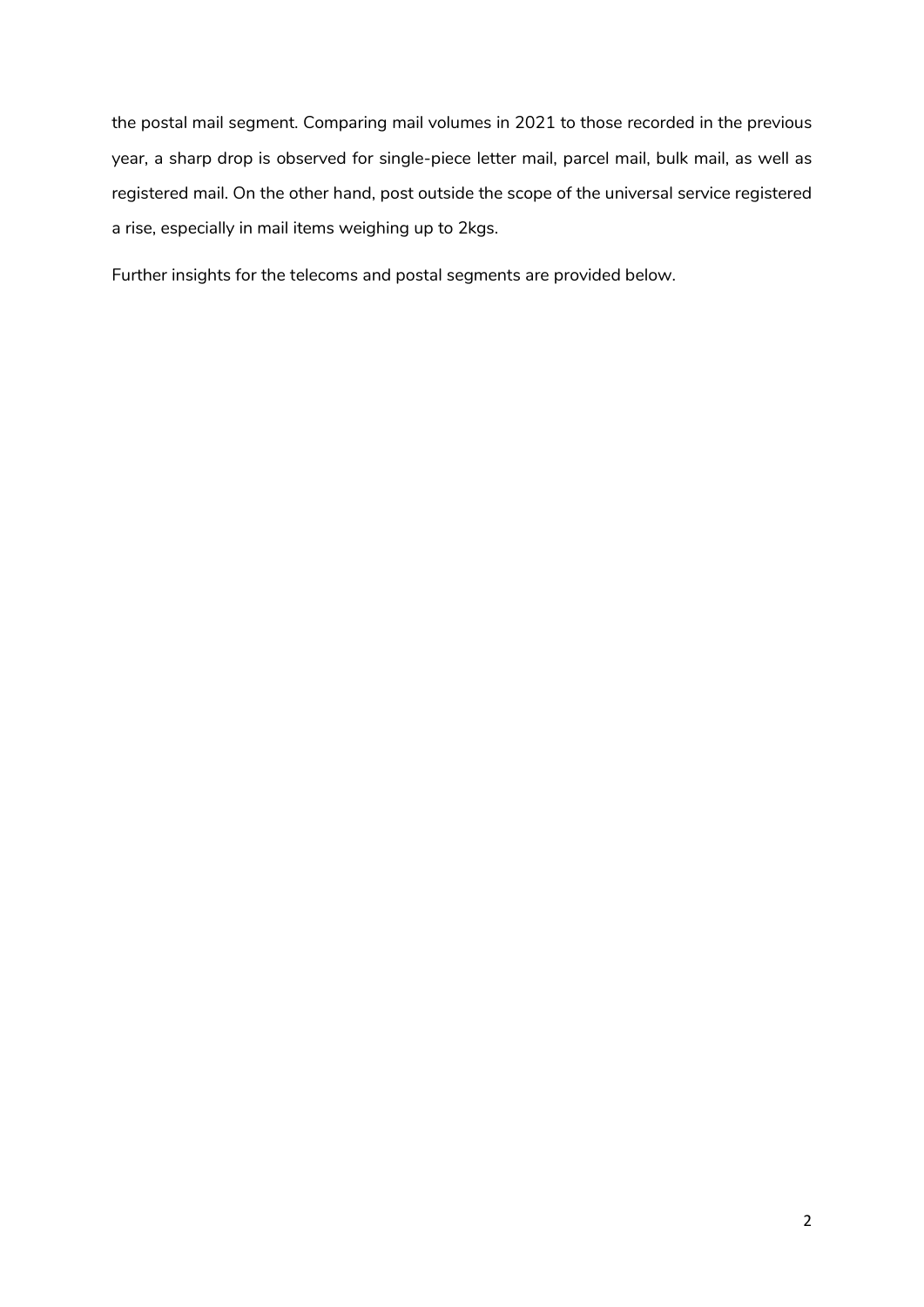the postal mail segment. Comparing mail volumes in 2021 to those recorded in the previous year, a sharp drop is observed for single-piece letter mail, parcel mail, bulk mail, as well as registered mail. On the other hand, post outside the scope of the universal service registered a rise, especially in mail items weighing up to 2kgs.

Further insights for the telecoms and postal segments are provided below.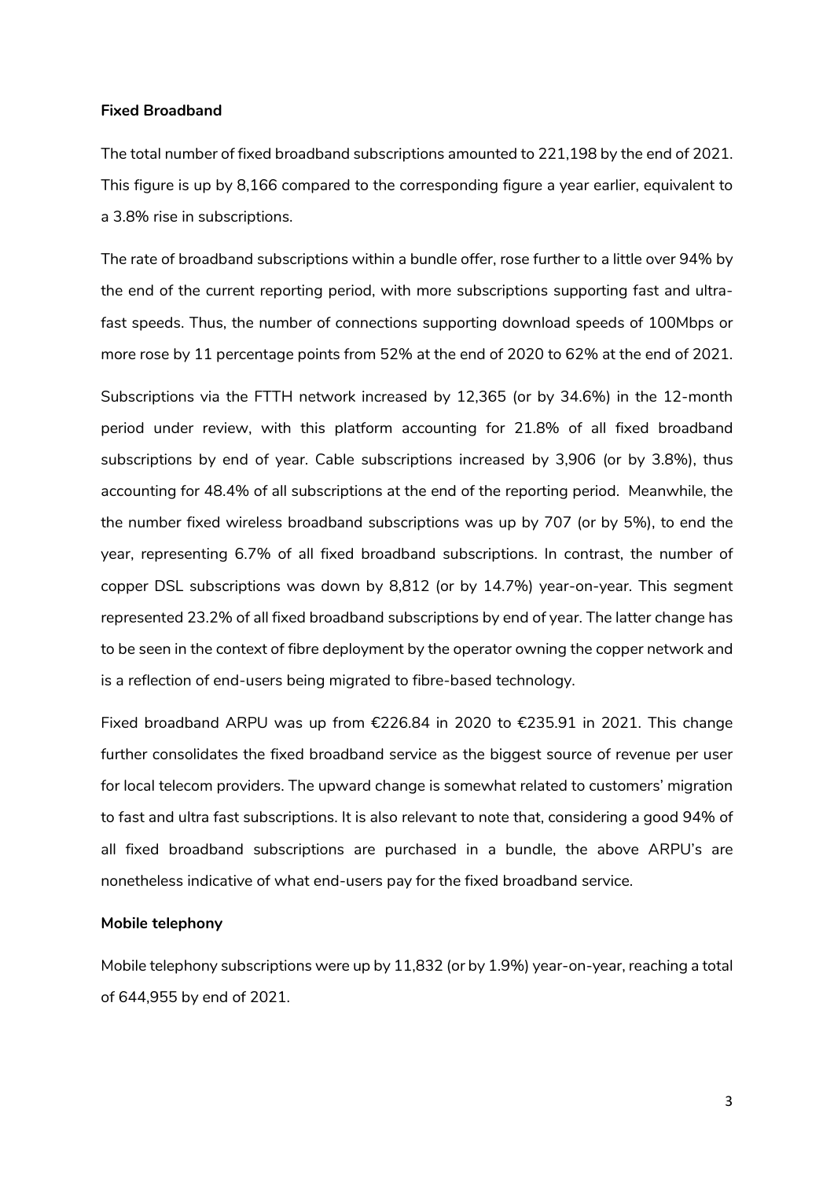**Fixed Broadband**

The total number of fixed broadband subscriptions amounted to 221,198 by the end of 2021. This figure is up by 8,166 compared to the corresponding figure a year earlier, equivalent to a 3.8% rise in subscriptions.

The rate of broadband subscriptions within a bundle offer, rose further to a little over 94% by the end of the current reporting period, with more subscriptions supporting fast and ultra-fast speeds. Thus, the number of connections supporting download speeds of 100Mbps or more rose by 11 percentage points from 52% at the end of 2020 to 62% at the end of 2021.

Subscriptions via the FTTH network increased by 12,365 (or by 34.6%) in the 12-month period under review, with this platform accounting for 21.8% of all fixed broadband subscriptions by end of year. Cable subscriptions increased by 3,906 (or by 3.8%), thus accounting for 48.4% of all subscriptions at the end of the reporting period. Meanwhile, the the number fixed wireless broadband subscriptions was up by 707 (or by 5%), to end the year, representing 6.7% of all fixed broadband subscriptions. In contrast, the number of copper DSL subscriptions was down by 8,812 (or by 14.7%) year-on-year. This segment represented 23.2% of all fixed broadband subscriptions by end of year. The latter change has to be seen in the context of fibre deployment by the operator owning the copper network and is a reflection of end-users being migrated to fibre-based technology.

Fixed broadband ARPU was up from €226.84 in 2020 to €235.91 in 2021. This change further consolidates the fixed broadband service as the biggest source of revenue per user for local telecom providers. The upward change is somewhat related to customers' migration to fast and ultra fast subscriptions. It is also relevant to note that, considering a good 94% of all fixed broadband subscriptions are purchased in a bundle, the above ARPU's are nonetheless indicative of what end-users pay for the fixed broadband service.

**Mobile telephony**

Mobile telephony subscriptions were up by 11,832 (or by 1.9%) year-on-year, reaching a total of 644,955 by end of 2021.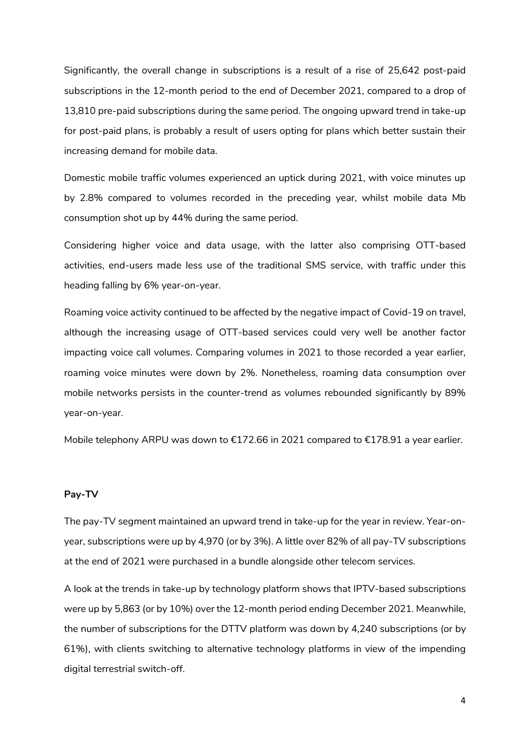Significantly, the overall change in subscriptions is a result of a rise of 25,642 post-paid subscriptions in the 12-month period to the end of December 2021, compared to a drop of 13,810 pre-paid subscriptions during the same period. The ongoing upward trend in take-up for post-paid plans, is probably a result of users opting for plans which better sustain their increasing demand for mobile data.

Domestic mobile traffic volumes experienced an uptick during 2021, with voice minutes up by 2.8% compared to volumes recorded in the preceding year, whilst mobile data Mb consumption shot up by 44% during the same period.

Considering higher voice and data usage, with the latter also comprising OTT-based activities, end-users made less use of the traditional SMS service, with traffic under this heading falling by 6% year-on-year.

Roaming voice activity continued to be affected by the negative impact of Covid-19 on travel, although the increasing usage of OTT-based services could very well be another factor impacting voice call volumes. Comparing volumes in 2021 to those recorded a year earlier, roaming voice minutes were down by 2%. Nonetheless, roaming data consumption over mobile networks persists in the counter-trend as volumes rebounded significantly by 89% year-on-year.

Mobile telephony ARPU was down to €172.66 in 2021 compared to €178.91 a year earlier.

**Pay-TV**

The pay-TV segment maintained an upward trend in take-up for the year in review. Year-on-year, subscriptions were up by 4,970 (or by 3%). A little over 82% of all pay-TV subscriptions at the end of 2021 were purchased in a bundle alongside other telecom services.

A look at the trends in take-up by technology platform shows that IPTV-based subscriptions were up by 5,863 (or by 10%) over the 12-month period ending December 2021. Meanwhile, the number of subscriptions for the DTTV platform was down by 4,240 subscriptions (or by 61%), with clients switching to alternative technology platforms in view of the impending digital terrestrial switch-off.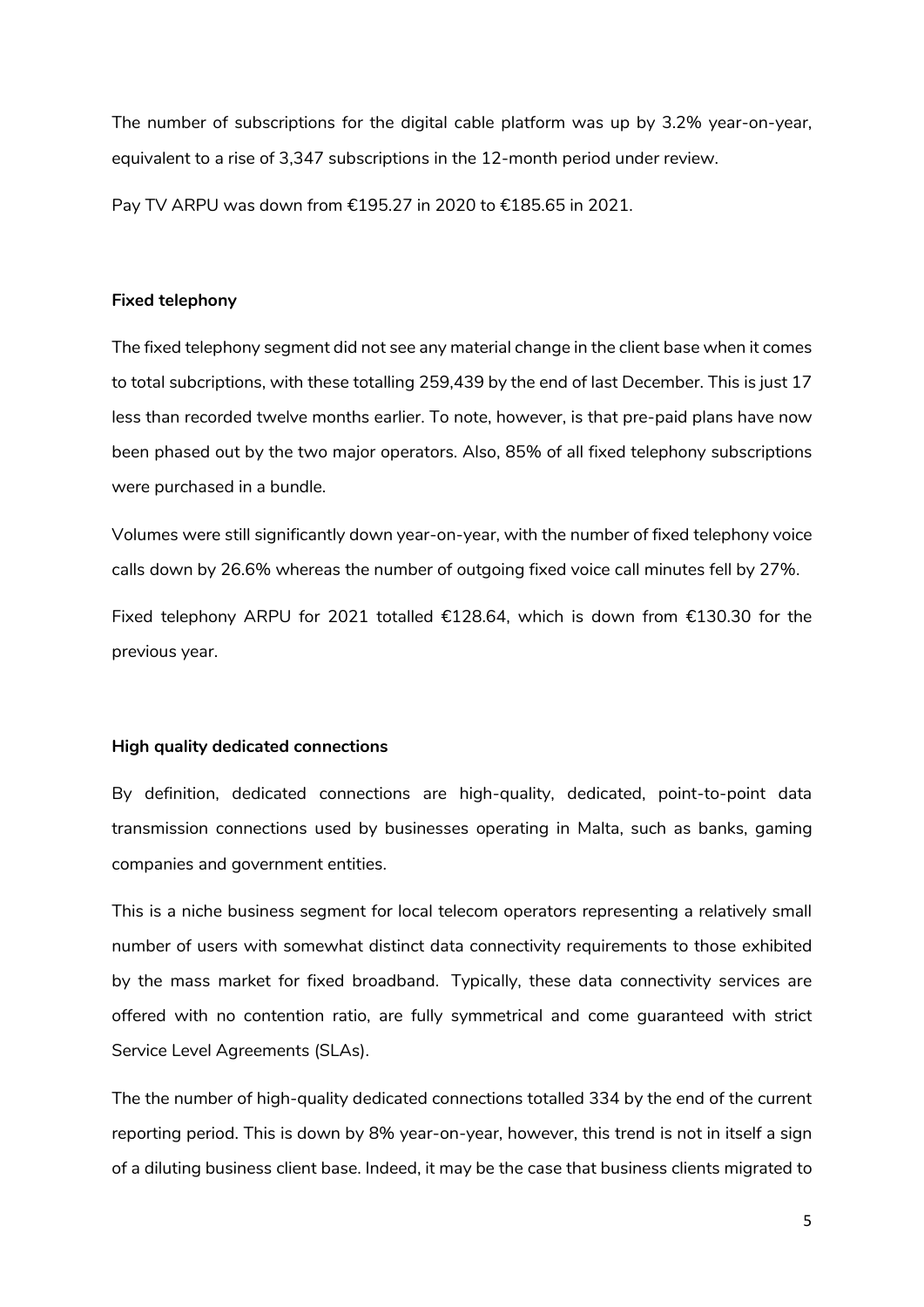The number of subscriptions for the digital cable platform was up by 3.2% year-on-year, equivalent to a rise of 3,347 subscriptions in the 12-month period under review.

Pay TV ARPU was down from €195.27 in 2020 to €185.65 in 2021.

**Fixed telephony**

The fixed telephony segment did not see any material change in the client base when it comes to total subcriptions, with these totalling 259,439 by the end of last December. This is just 17 less than recorded twelve months earlier. To note, however, is that pre-paid plans have now been phased out by the two major operators. Also, 85% of all fixed telephony subscriptions were purchased in a bundle.

Volumes were still significantly down year-on-year, with the number of fixed telephony voice calls down by 26.6% whereas the number of outgoing fixed voice call minutes fell by 27%.

Fixed telephony ARPU for 2021 totalled €128.64, which is down from €130.30 for the previous year.

**High quality dedicated connections**

By definition, dedicated connections are high-quality, dedicated, point-to-point data transmission connections used by businesses operating in Malta, such as banks, gaming companies and government entities.

This is a niche business segment for local telecom operators representing a relatively small number of users with somewhat distinct data connectivity requirements to those exhibited by the mass market for fixed broadband. Typically, these data connectivity services are offered with no contention ratio, are fully symmetrical and come guaranteed with strict Service Level Agreements (SLAs).

The the number of high-quality dedicated connections totalled 334 by the end of the current reporting period. This is down by 8% year-on-year, however, this trend is not in itself a sign of a diluting business client base. Indeed, it may be the case that business clients migrated to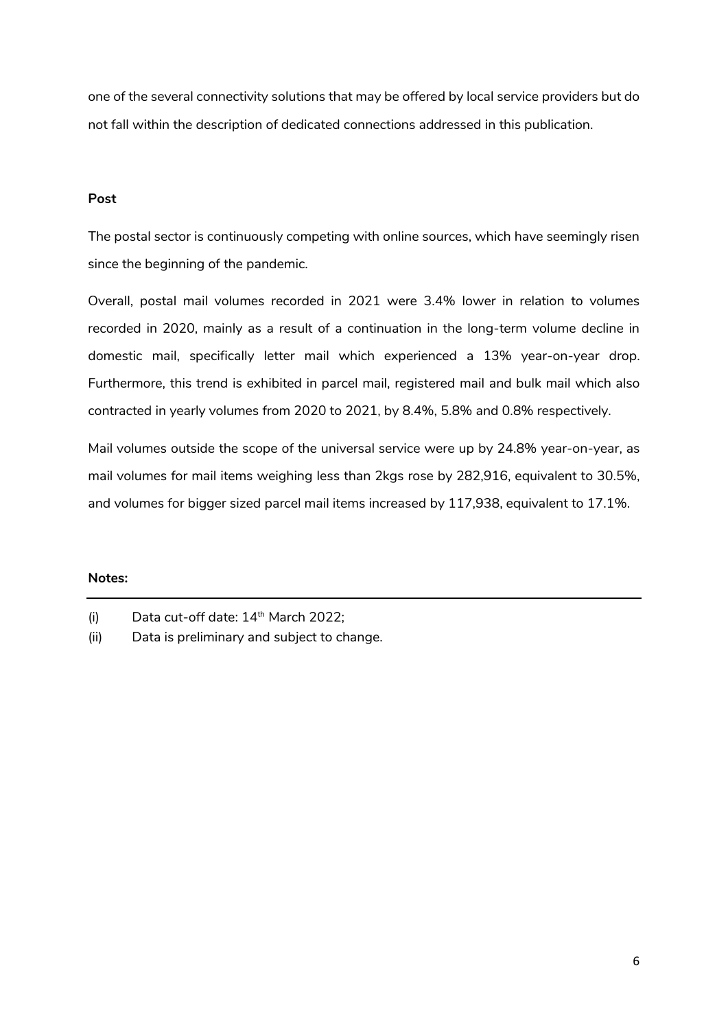one of the several connectivity solutions that may be offered by local service providers but do not fall within the description of dedicated connections addressed in this publication.

**Post**

The postal sector is continuously competing with online sources, which have seemingly risen since the beginning of the pandemic.

Overall, postal mail volumes recorded in 2021 were 3.4% lower in relation to volumes recorded in 2020, mainly as a result of a continuation in the long-term volume decline in domestic mail, specifically letter mail which experienced a 13% year-on-year drop. Furthermore, this trend is exhibited in parcel mail, registered mail and bulk mail which also contracted in yearly volumes from 2020 to 2021, by 8.4%, 5.8% and 0.8% respectively.

Mail volumes outside the scope of the universal service were up by 24.8% year-on-year, as mail volumes for mail items weighing less than 2kgs rose by 282,916, equivalent to 30.5%, and volumes for bigger sized parcel mail items increased by 117,938, equivalent to 17.1%.

**Notes:**

---

(i) Data cut-off date: 14th March 2022;

(ii) Data is preliminary and subject to change.